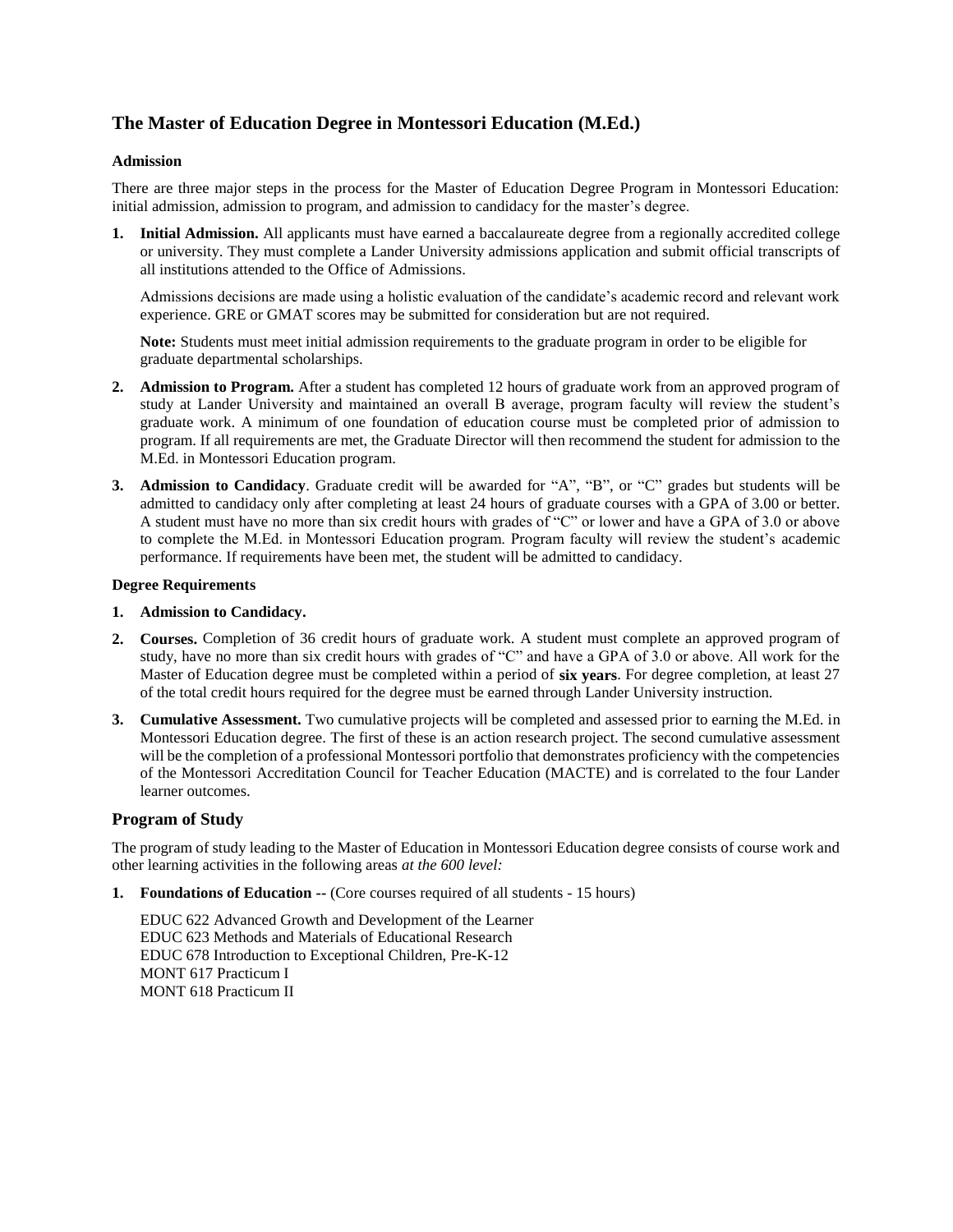## The Master of Education Degree in Montessori Education (M.Ed.)

### Admission

There are three major steps in the process for the Master of Education Degree Program in Montessori Education: initial admission, admission to program, and admission to candidacy for the master's degree.

1. **Initial Admission.** All applicants must have earned a baccalaureate degree from a regionally accredited college or university. They must complete a Lander University admissions application and submit official transcripts of all institutions attended to the Office of Admissions.

   Admissions decisions are made using a holistic evaluation of the candidate's academic record and relevant work experience. GRE or GMAT scores may be submitted for consideration but are not required.

   **Note:** Students must meet initial admission requirements to the graduate program in order to be eligible for graduate departmental scholarships.

2. **Admission to Program.** After a student has completed 12 hours of graduate work from an approved program of study at Lander University and maintained an overall B average, program faculty will review the student's graduate work. A minimum of one foundation of education course must be completed prior of admission to program. If all requirements are met, the Graduate Director will then recommend the student for admission to the M.Ed. in Montessori Education program.

3. **Admission to Candidacy**. Graduate credit will be awarded for "A", "B", or "C" grades but students will be admitted to candidacy only after completing at least 24 hours of graduate courses with a GPA of 3.00 or better. A student must have no more than six credit hours with grades of "C" or lower and have a GPA of 3.0 or above to complete the M.Ed. in Montessori Education program. Program faculty will review the student's academic performance. If requirements have been met, the student will be admitted to candidacy.

### Degree Requirements

1. **Admission to Candidacy.**

2. **Courses.** Completion of 36 credit hours of graduate work. A student must complete an approved program of study, have no more than six credit hours with grades of "C" and have a GPA of 3.0 or above. All work for the Master of Education degree must be completed within a period of **six years**. For degree completion, at least 27 of the total credit hours required for the degree must be earned through Lander University instruction.

3. **Cumulative Assessment.** Two cumulative projects will be completed and assessed prior to earning the M.Ed. in Montessori Education degree. The first of these is an action research project. The second cumulative assessment will be the completion of a professional Montessori portfolio that demonstrates proficiency with the competencies of the Montessori Accreditation Council for Teacher Education (MACTE) and is correlated to the four Lander learner outcomes.

## Program of Study

The program of study leading to the Master of Education in Montessori Education degree consists of course work and other learning activities in the following areas *at the 600 level:*

1. **Foundations of Education --** (Core courses required of all students - 15 hours)

   EDUC 622 Advanced Growth and Development of the Learner
   EDUC 623 Methods and Materials of Educational Research
   EDUC 678 Introduction to Exceptional Children, Pre-K-12
   MONT 617 Practicum I
   MONT 618 Practicum II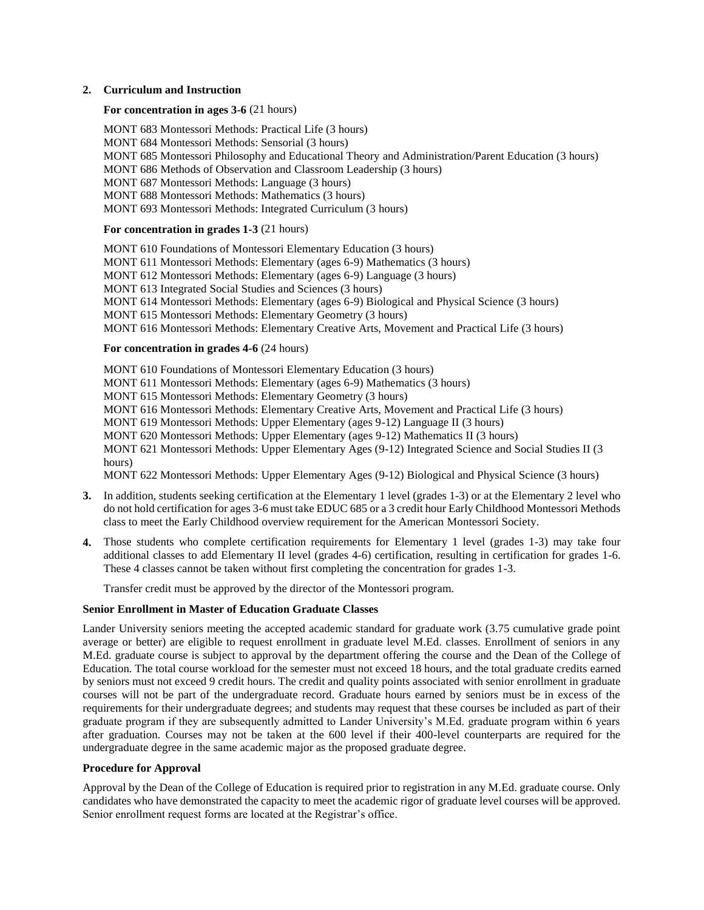**2. Curriculum and Instruction**

**For concentration in ages 3-6** (21 hours)

MONT 683 Montessori Methods: Practical Life (3 hours)
MONT 684 Montessori Methods: Sensorial (3 hours)
MONT 685 Montessori Philosophy and Educational Theory and Administration/Parent Education (3 hours)
MONT 686 Methods of Observation and Classroom Leadership (3 hours)
MONT 687 Montessori Methods: Language (3 hours)
MONT 688 Montessori Methods: Mathematics (3 hours)
MONT 693 Montessori Methods: Integrated Curriculum (3 hours)

**For concentration in grades 1-3** (21 hours)

MONT 610 Foundations of Montessori Elementary Education (3 hours)
MONT 611 Montessori Methods: Elementary (ages 6-9) Mathematics (3 hours)
MONT 612 Montessori Methods: Elementary (ages 6-9) Language (3 hours)
MONT 613 Integrated Social Studies and Sciences (3 hours)
MONT 614 Montessori Methods: Elementary (ages 6-9) Biological and Physical Science (3 hours)
MONT 615 Montessori Methods: Elementary Geometry (3 hours)
MONT 616 Montessori Methods: Elementary Creative Arts, Movement and Practical Life (3 hours)

**For concentration in grades 4-6** (24 hours)

MONT 610 Foundations of Montessori Elementary Education (3 hours)
MONT 611 Montessori Methods: Elementary (ages 6-9) Mathematics (3 hours)
MONT 615 Montessori Methods: Elementary Geometry (3 hours)
MONT 616 Montessori Methods: Elementary Creative Arts, Movement and Practical Life (3 hours)
MONT 619 Montessori Methods: Upper Elementary (ages 9-12) Language II (3 hours)
MONT 620 Montessori Methods: Upper Elementary (ages 9-12) Mathematics II (3 hours)
MONT 621 Montessori Methods: Upper Elementary Ages (9-12) Integrated Science and Social Studies II (3 hours)
MONT 622 Montessori Methods: Upper Elementary Ages (9-12) Biological and Physical Science (3 hours)

3. In addition, students seeking certification at the Elementary 1 level (grades 1-3) or at the Elementary 2 level who do not hold certification for ages 3-6 must take EDUC 685 or a 3 credit hour Early Childhood Montessori Methods class to meet the Early Childhood overview requirement for the American Montessori Society.

4. Those students who complete certification requirements for Elementary 1 level (grades 1-3) may take four additional classes to add Elementary II level (grades 4-6) certification, resulting in certification for grades 1-6. These 4 classes cannot be taken without first completing the concentration for grades 1-3.

Transfer credit must be approved by the director of the Montessori program.

**Senior Enrollment in Master of Education Graduate Classes**

Lander University seniors meeting the accepted academic standard for graduate work (3.75 cumulative grade point average or better) are eligible to request enrollment in graduate level M.Ed. classes. Enrollment of seniors in any M.Ed. graduate course is subject to approval by the department offering the course and the Dean of the College of Education. The total course workload for the semester must not exceed 18 hours, and the total graduate credits earned by seniors must not exceed 9 credit hours. The credit and quality points associated with senior enrollment in graduate courses will not be part of the undergraduate record. Graduate hours earned by seniors must be in excess of the requirements for their undergraduate degrees; and students may request that these courses be included as part of their graduate program if they are subsequently admitted to Lander University's M.Ed. graduate program within 6 years after graduation. Courses may not be taken at the 600 level if their 400-level counterparts are required for the undergraduate degree in the same academic major as the proposed graduate degree.

**Procedure for Approval**

Approval by the Dean of the College of Education is required prior to registration in any M.Ed. graduate course. Only candidates who have demonstrated the capacity to meet the academic rigor of graduate level courses will be approved. Senior enrollment request forms are located at the Registrar's office.